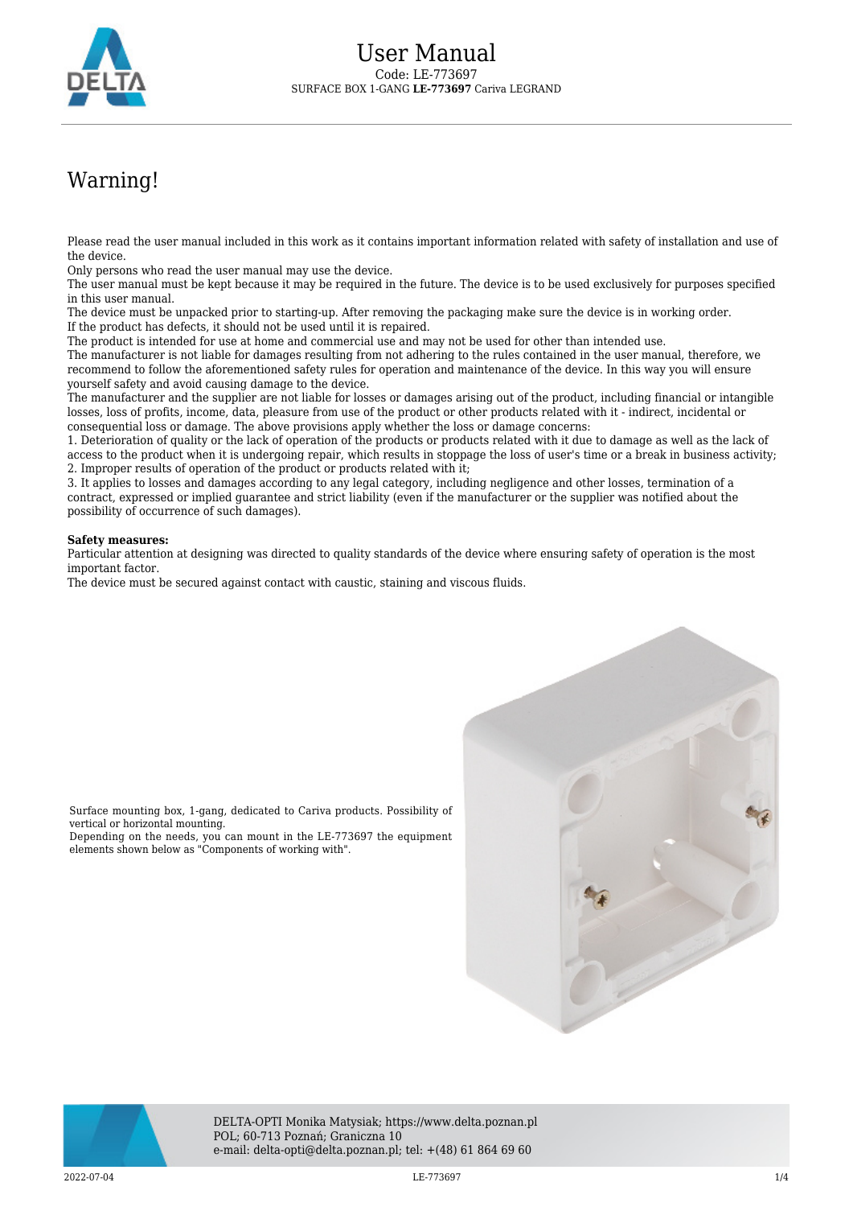# User Manual

Code: LE-773697

SURFACE BOX 1-GANG **LE-773697** Cariva LEGRAND

# Warning!

Please read the user manual included in this work as it contains important information related with safety of installation and use of the device.

Only persons who read the user manual may use the device.

The user manual must be kept because it may be required in the future. The device is to be used exclusively for purposes specified in this user manual.

The device must be unpacked prior to starting-up. After removing the packaging make sure the device is in working order.

If the product has defects, it should not be used until it is repaired.

The product is intended for use at home and commercial use and may not be used for other than intended use.

The manufacturer is not liable for damages resulting from not adhering to the rules contained in the user manual, therefore, we recommend to follow the aforementioned safety rules for operation and maintenance of the device. In this way you will ensure yourself safety and avoid causing damage to the device.

The manufacturer and the supplier are not liable for losses or damages arising out of the product, including financial or intangible losses, loss of profits, income, data, pleasure from use of the product or other products related with it - indirect, incidental or consequential loss or damage. The above provisions apply whether the loss or damage concerns:

1. Deterioration of quality or the lack of operation of the products or products related with it due to damage as well as the lack of access to the product when it is undergoing repair, which results in stoppage the loss of user's time or a break in business activity;
2. Improper results of operation of the product or products related with it;
3. It applies to losses and damages according to any legal category, including negligence and other losses, termination of a contract, expressed or implied guarantee and strict liability (even if the manufacturer or the supplier was notified about the possibility of occurrence of such damages).

**Safety measures:**

Particular attention at designing was directed to quality standards of the device where ensuring safety of operation is the most important factor.

The device must be secured against contact with caustic, staining and viscous fluids.

Surface mounting box, 1-gang, dedicated to Cariva products. Possibility of vertical or horizontal mounting.

Depending on the needs, you can mount in the LE-773697 the equipment elements shown below as "Components of working with".

DELTA-OPTI Monika Matysiak; https://www.delta.poznan.pl
POL; 60-713 Poznań; Graniczna 10
e-mail: delta-opti@delta.poznan.pl; tel: +(48) 61 864 69 60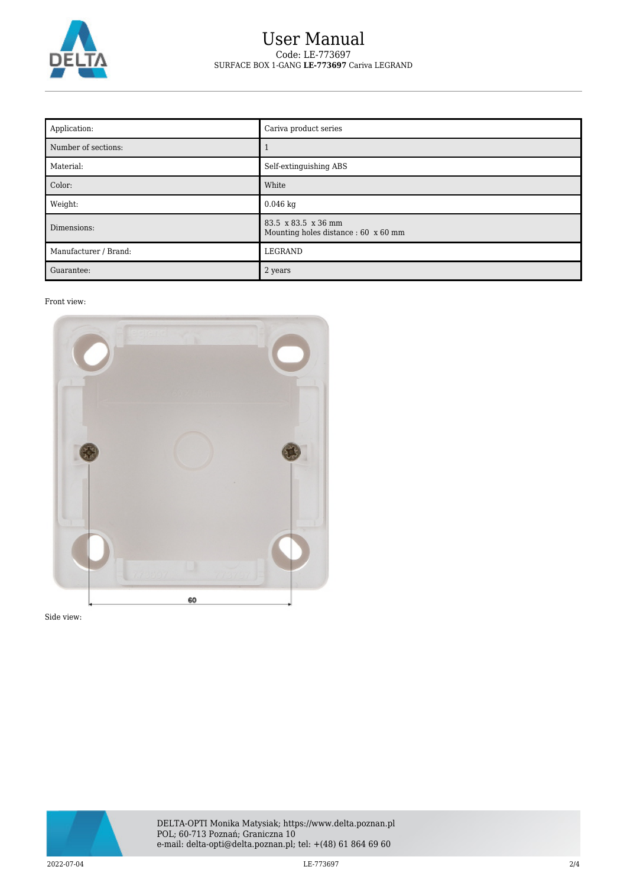# User Manual

Code: LE-773697

SURFACE BOX 1-GANG **LE-773697** Cariva LEGRAND

| Application: | Cariva product series |
|---|---|
| Number of sections: | 1 |
| Material: | Self-extinguishing ABS |
| Color: | White |
| Weight: | 0.046 kg |
| Dimensions: | 83.5 x 83.5 x 36 mm<br>Mounting holes distance : 60 x 60 mm |
| Manufacturer / Brand: | LEGRAND |
| Guarantee: | 2 years |

Front view:

Side view:

DELTA-OPTI Monika Matysiak; https://www.delta.poznan.pl
POL; 60-713 Poznań; Graniczna 10
e-mail: delta-opti@delta.poznan.pl; tel: +(48) 61 864 69 60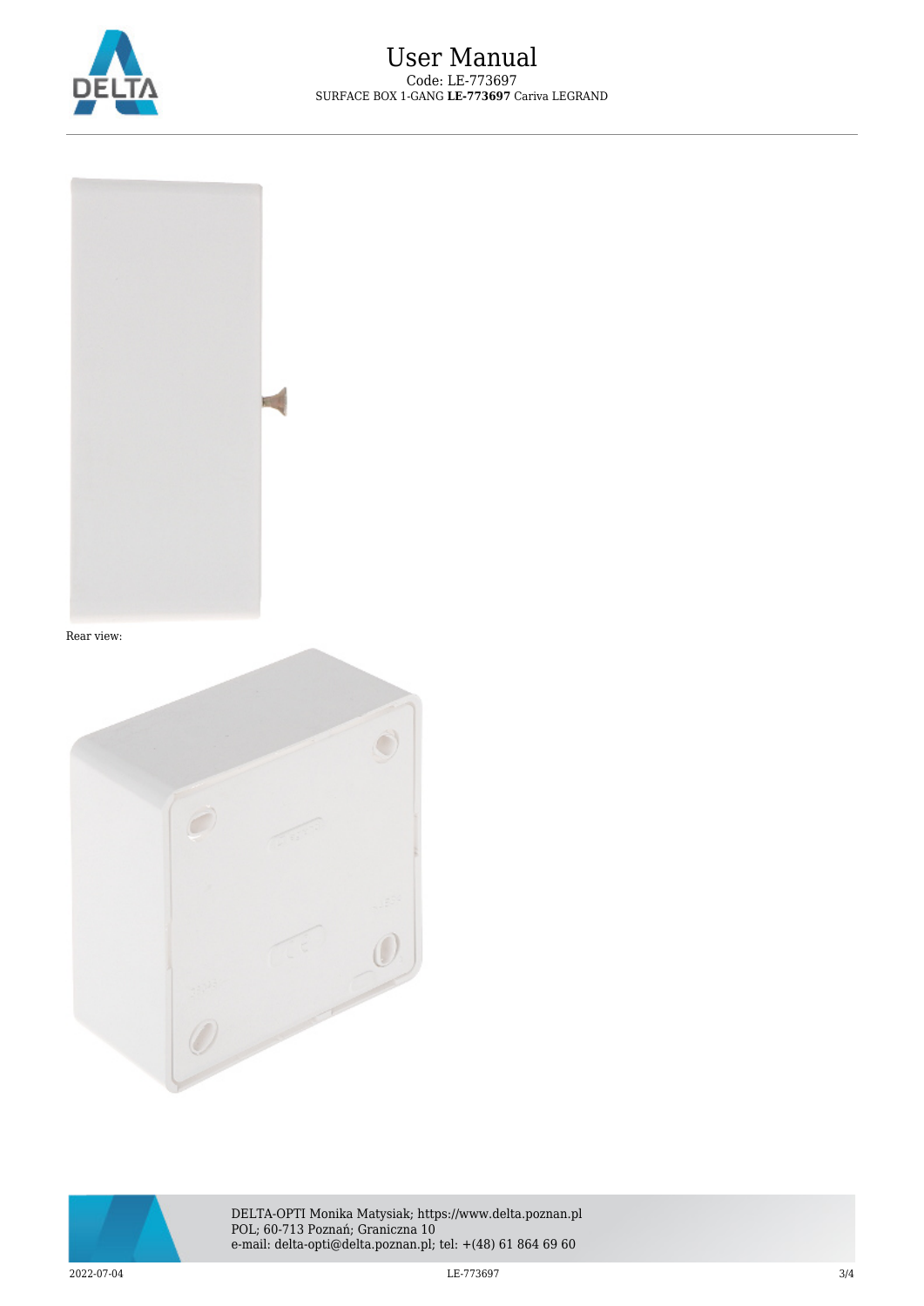Rear view: